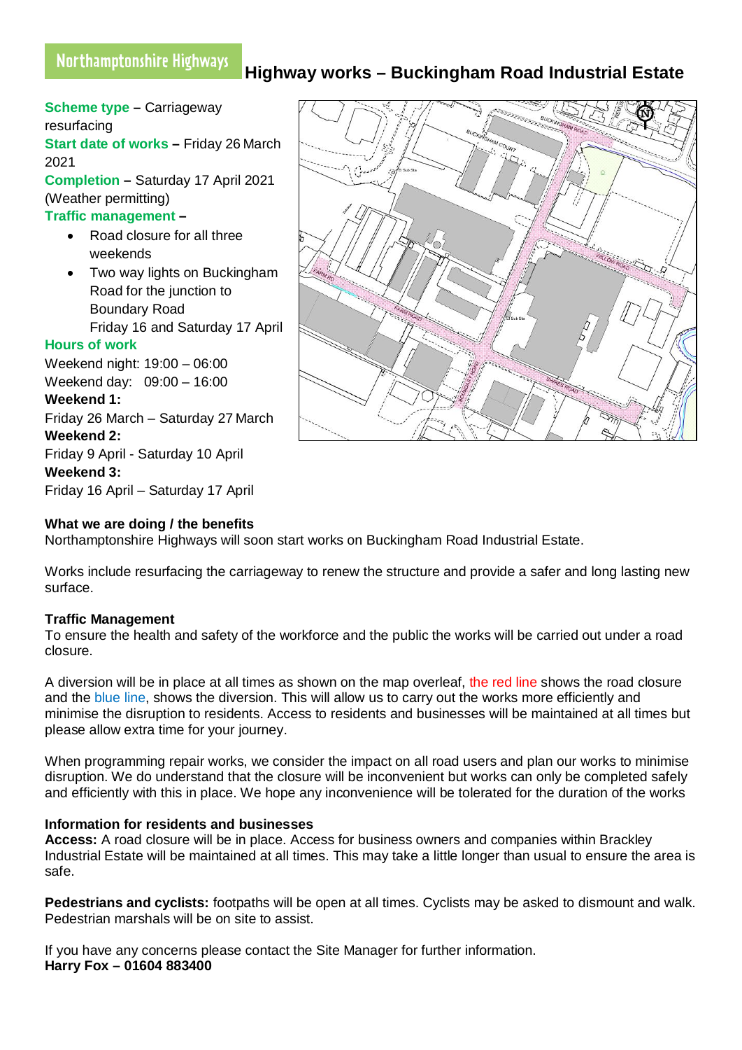Northamptonshire Highways

# Highway works – Buckingham Road Industrial Estate

**Scheme type –** Carriageway resurfacing
**Start date of works –** Friday 26 March 2021
**Completion –** Saturday 17 April 2021 (Weather permitting)
**Traffic management –**

- Road closure for all three weekends
- Two way lights on Buckingham Road for the junction to Boundary Road Friday 16 and Saturday 17 April

**Hours of work**

Weekend night: 19:00 – 06:00
Weekend day: 09:00 – 16:00

**Weekend 1:**
Friday 26 March – Saturday 27 March

**Weekend 2:**
Friday 9 April - Saturday 10 April

**Weekend 3:**
Friday 16 April – Saturday 17 April

### What we are doing / the benefits

Northamptonshire Highways will soon start works on Buckingham Road Industrial Estate.

Works include resurfacing the carriageway to renew the structure and provide a safer and long lasting new surface.

### Traffic Management

To ensure the health and safety of the workforce and the public the works will be carried out under a road closure.

A diversion will be in place at all times as shown on the map overleaf, the red line shows the road closure and the blue line, shows the diversion. This will allow us to carry out the works more efficiently and minimise the disruption to residents. Access to residents and businesses will be maintained at all times but please allow extra time for your journey.

When programming repair works, we consider the impact on all road users and plan our works to minimise disruption. We do understand that the closure will be inconvenient but works can only be completed safely and efficiently with this in place. We hope any inconvenience will be tolerated for the duration of the works

### Information for residents and businesses

**Access:** A road closure will be in place. Access for business owners and companies within Brackley Industrial Estate will be maintained at all times. This may take a little longer than usual to ensure the area is safe.

**Pedestrians and cyclists:** footpaths will be open at all times. Cyclists may be asked to dismount and walk. Pedestrian marshals will be on site to assist.

If you have any concerns please contact the Site Manager for further information.
**Harry Fox – 01604 883400**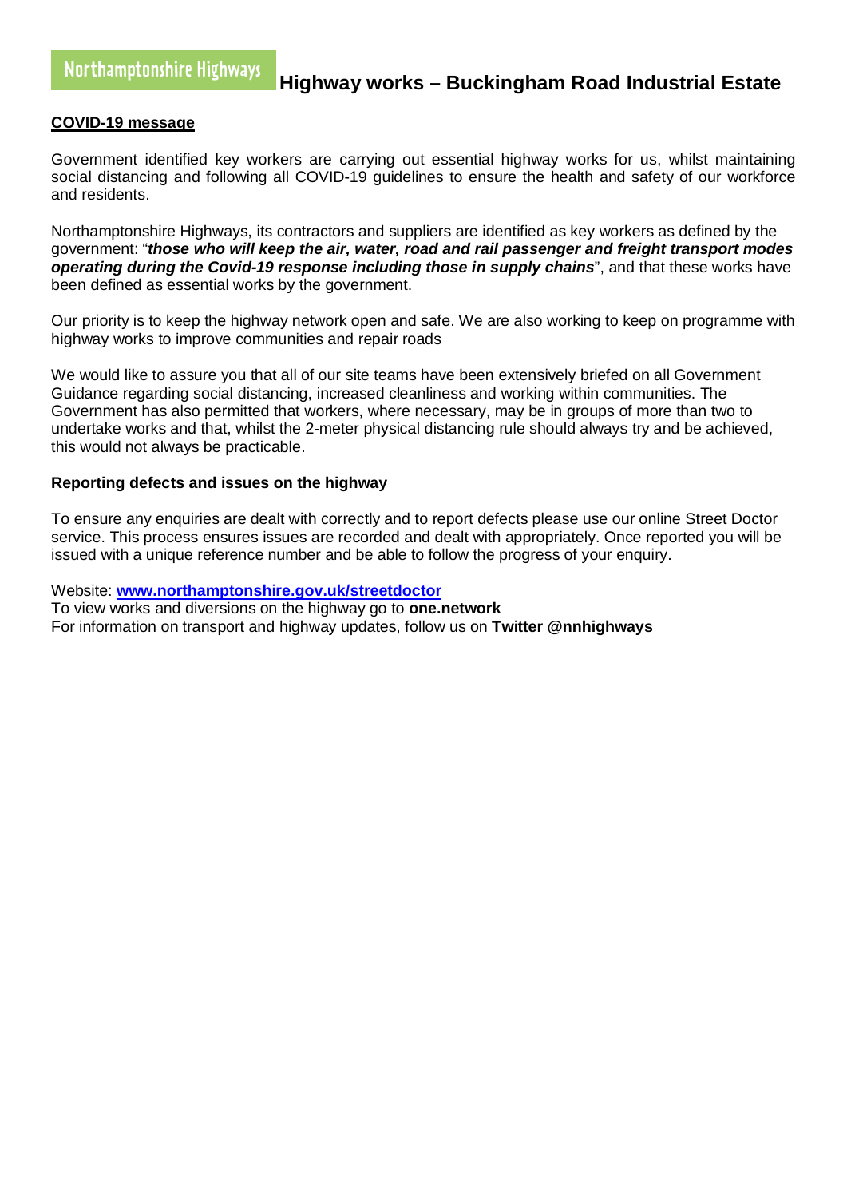Northamptonshire Highways

# Highway works – Buckingham Road Industrial Estate

## COVID-19 message

Government identified key workers are carrying out essential highway works for us, whilst maintaining social distancing and following all COVID-19 guidelines to ensure the health and safety of our workforce and residents.

Northamptonshire Highways, its contractors and suppliers are identified as key workers as defined by the government: "***those who will keep the air, water, road and rail passenger and freight transport modes operating during the Covid-19 response including those in supply chains***", and that these works have been defined as essential works by the government.

Our priority is to keep the highway network open and safe. We are also working to keep on programme with highway works to improve communities and repair roads

We would like to assure you that all of our site teams have been extensively briefed on all Government Guidance regarding social distancing, increased cleanliness and working within communities. The Government has also permitted that workers, where necessary, may be in groups of more than two to undertake works and that, whilst the 2-meter physical distancing rule should always try and be achieved, this would not always be practicable.

### Reporting defects and issues on the highway

To ensure any enquiries are dealt with correctly and to report defects please use our online Street Doctor service. This process ensures issues are recorded and dealt with appropriately. Once reported you will be issued with a unique reference number and be able to follow the progress of your enquiry.

Website: **www.northamptonshire.gov.uk/streetdoctor**
To view works and diversions on the highway go to **one.network**
For information on transport and highway updates, follow us on **Twitter @nnhighways**